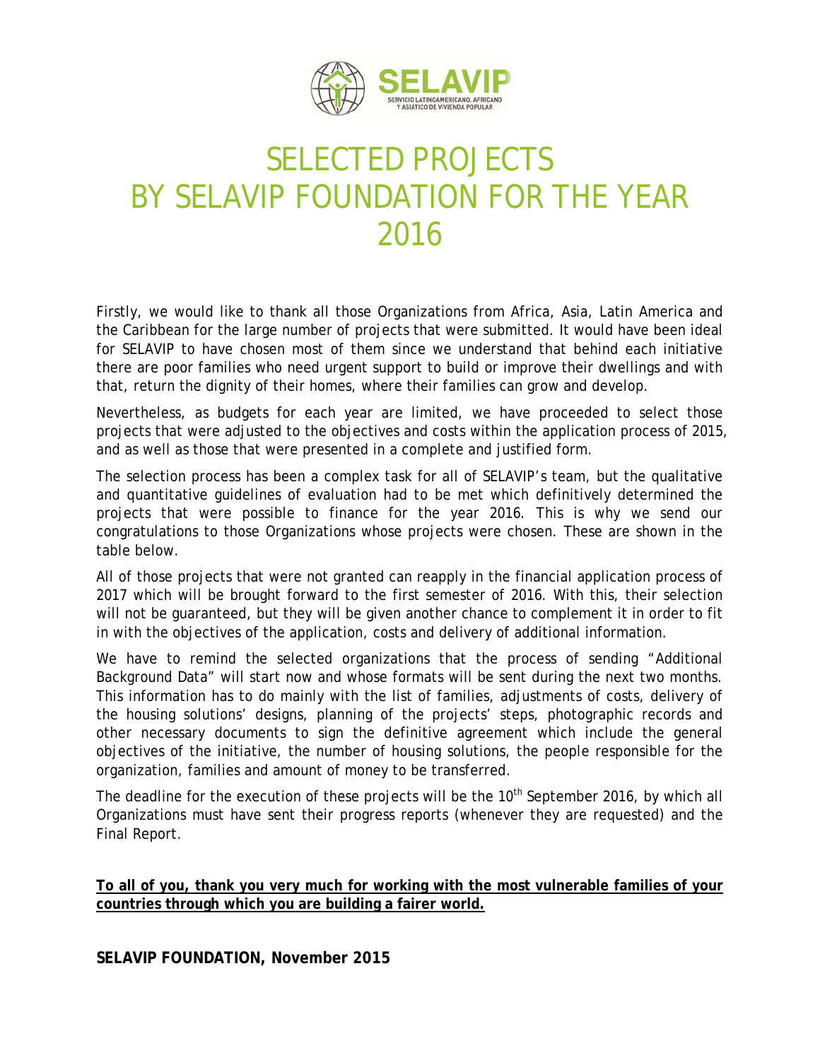SELAVIP

SERVICIO LATINOAMERICANO, AFRICANO Y ASIÁTICO DE VIVIENDA POPULAR

# SELECTED PROJECTS BY SELAVIP FOUNDATION FOR THE YEAR 2016

Firstly, we would like to thank all those Organizations from Africa, Asia, Latin America and the Caribbean for the large number of projects that were submitted. It would have been ideal for SELAVIP to have chosen most of them since we understand that behind each initiative there are poor families who need urgent support to build or improve their dwellings and with that, return the dignity of their homes, where their families can grow and develop.

Nevertheless, as budgets for each year are limited, we have proceeded to select those projects that were adjusted to the objectives and costs within the application process of 2015, and as well as those that were presented in a complete and justified form.

The selection process has been a complex task for all of SELAVIP's team, but the qualitative and quantitative guidelines of evaluation had to be met which definitively determined the projects that were possible to finance for the year 2016. This is why we send our congratulations to those Organizations whose projects were chosen. These are shown in the table below.

All of those projects that were not granted can reapply in the financial application process of 2017 which will be brought forward to the first semester of 2016. With this, their selection will not be guaranteed, but they will be given another chance to complement it in order to fit in with the objectives of the application, costs and delivery of additional information.

We have to remind the selected organizations that the process of sending "Additional Background Data" will start now and whose formats will be sent during the next two months. This information has to do mainly with the list of families, adjustments of costs, delivery of the housing solutions' designs, planning of the projects' steps, photographic records and other necessary documents to sign the definitive agreement which include the general objectives of the initiative, the number of housing solutions, the people responsible for the organization, families and amount of money to be transferred.

The deadline for the execution of these projects will be the 10th September 2016, by which all Organizations must have sent their progress reports (whenever they are requested) and the Final Report.

**To all of you, thank you very much for working with the most vulnerable families of your countries through which you are building a fairer world.**

**SELAVIP FOUNDATION, November 2015**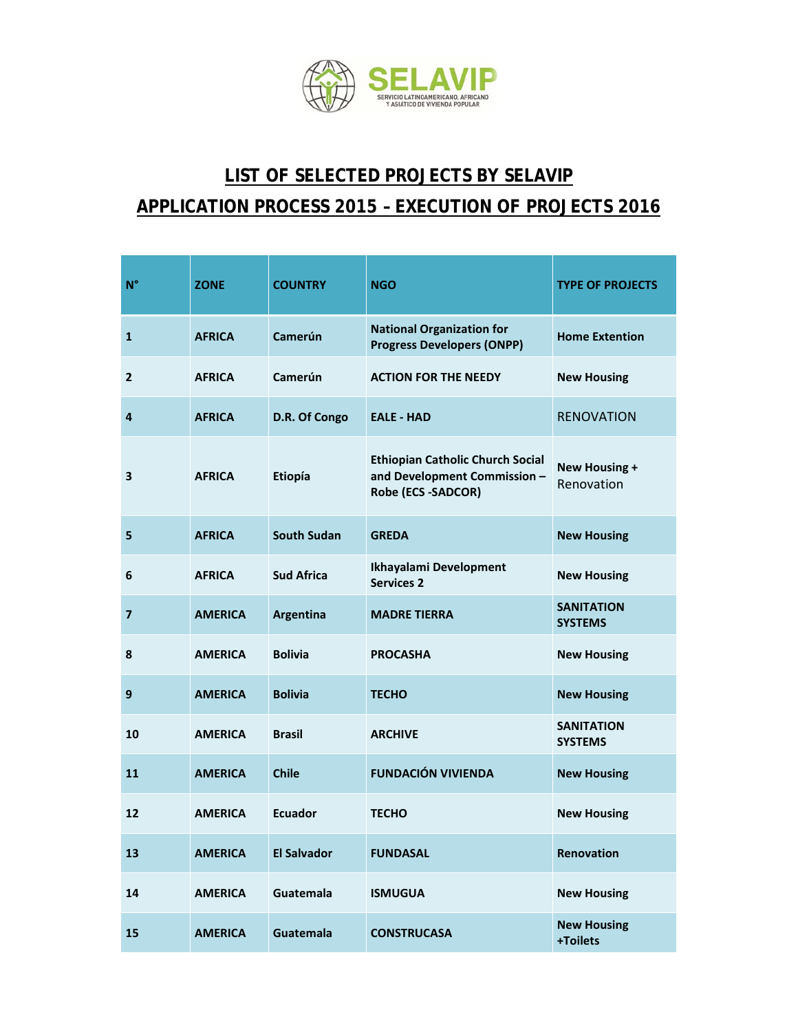# LIST OF SELECTED PROJECTS BY SELAVIP

## APPLICATION PROCESS 2015 – EXECUTION OF PROJECTS 2016

| N° | ZONE | COUNTRY | NGO | TYPE OF PROJECTS |
|---|---|---|---|---|
| 1 | AFRICA | Camerún | National Organization for Progress Developers (ONPP) | Home Extention |
| 2 | AFRICA | Camerún | ACTION FOR THE NEEDY | New Housing |
| 4 | AFRICA | D.R. Of Congo | EALE - HAD | RENOVATION |
| 3 | AFRICA | Etiopía | Ethiopian Catholic Church Social and Development Commission – Robe (ECS -SADCOR) | New Housing + Renovation |
| 5 | AFRICA | South Sudan | GREDA | New Housing |
| 6 | AFRICA | Sud Africa | Ikhayalami Development Services 2 | New Housing |
| 7 | AMERICA | Argentina | MADRE TIERRA | SANITATION SYSTEMS |
| 8 | AMERICA | Bolivia | PROCASHA | New Housing |
| 9 | AMERICA | Bolivia | TECHO | New Housing |
| 10 | AMERICA | Brasil | ARCHIVE | SANITATION SYSTEMS |
| 11 | AMERICA | Chile | FUNDACIÓN VIVIENDA | New Housing |
| 12 | AMERICA | Ecuador | TECHO | New Housing |
| 13 | AMERICA | El Salvador | FUNDASAL | Renovation |
| 14 | AMERICA | Guatemala | ISMUGUA | New Housing |
| 15 | AMERICA | Guatemala | CONSTRUCASA | New Housing +Toilets |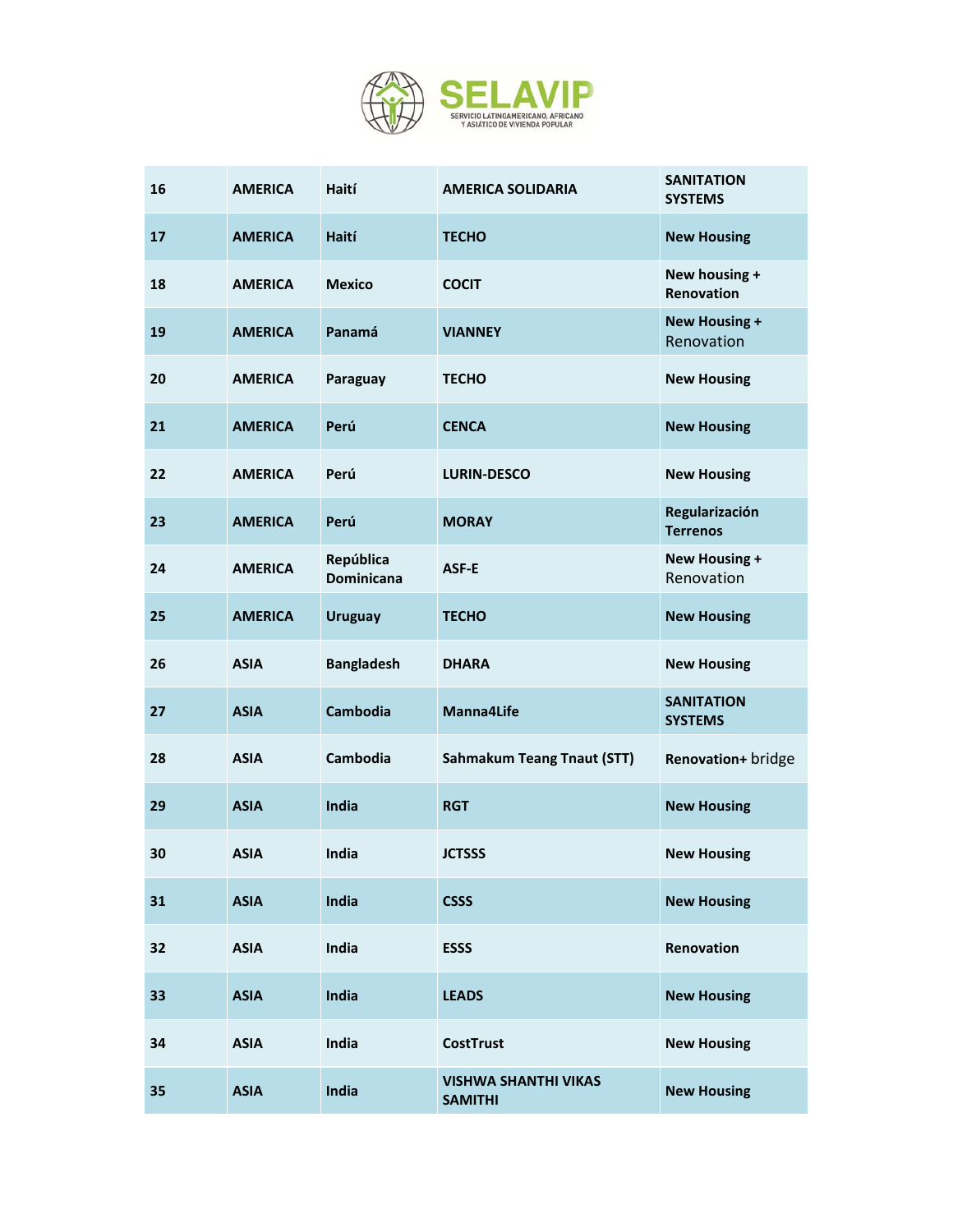| 16 | AMERICA | Haití | AMERICA SOLIDARIA | SANITATION SYSTEMS |
|---|---|---|---|---|
| 17 | AMERICA | Haití | TECHO | New Housing |
| 18 | AMERICA | Mexico | COCIT | New housing + Renovation |
| 19 | AMERICA | Panamá | VIANNEY | New Housing + Renovation |
| 20 | AMERICA | Paraguay | TECHO | New Housing |
| 21 | AMERICA | Perú | CENCA | New Housing |
| 22 | AMERICA | Perú | LURIN-DESCO | New Housing |
| 23 | AMERICA | Perú | MORAY | Regularización Terrenos |
| 24 | AMERICA | República Dominicana | ASF-E | New Housing + Renovation |
| 25 | AMERICA | Uruguay | TECHO | New Housing |
| 26 | ASIA | Bangladesh | DHARA | New Housing |
| 27 | ASIA | Cambodia | Manna4Life | SANITATION SYSTEMS |
| 28 | ASIA | Cambodia | Sahmakum Teang Tnaut (STT) | Renovation+ bridge |
| 29 | ASIA | India | RGT | New Housing |
| 30 | ASIA | India | JCTSSS | New Housing |
| 31 | ASIA | India | CSSS | New Housing |
| 32 | ASIA | India | ESSS | Renovation |
| 33 | ASIA | India | LEADS | New Housing |
| 34 | ASIA | India | CostTrust | New Housing |
| 35 | ASIA | India | VISHWA SHANTHI VIKAS SAMITHI | New Housing |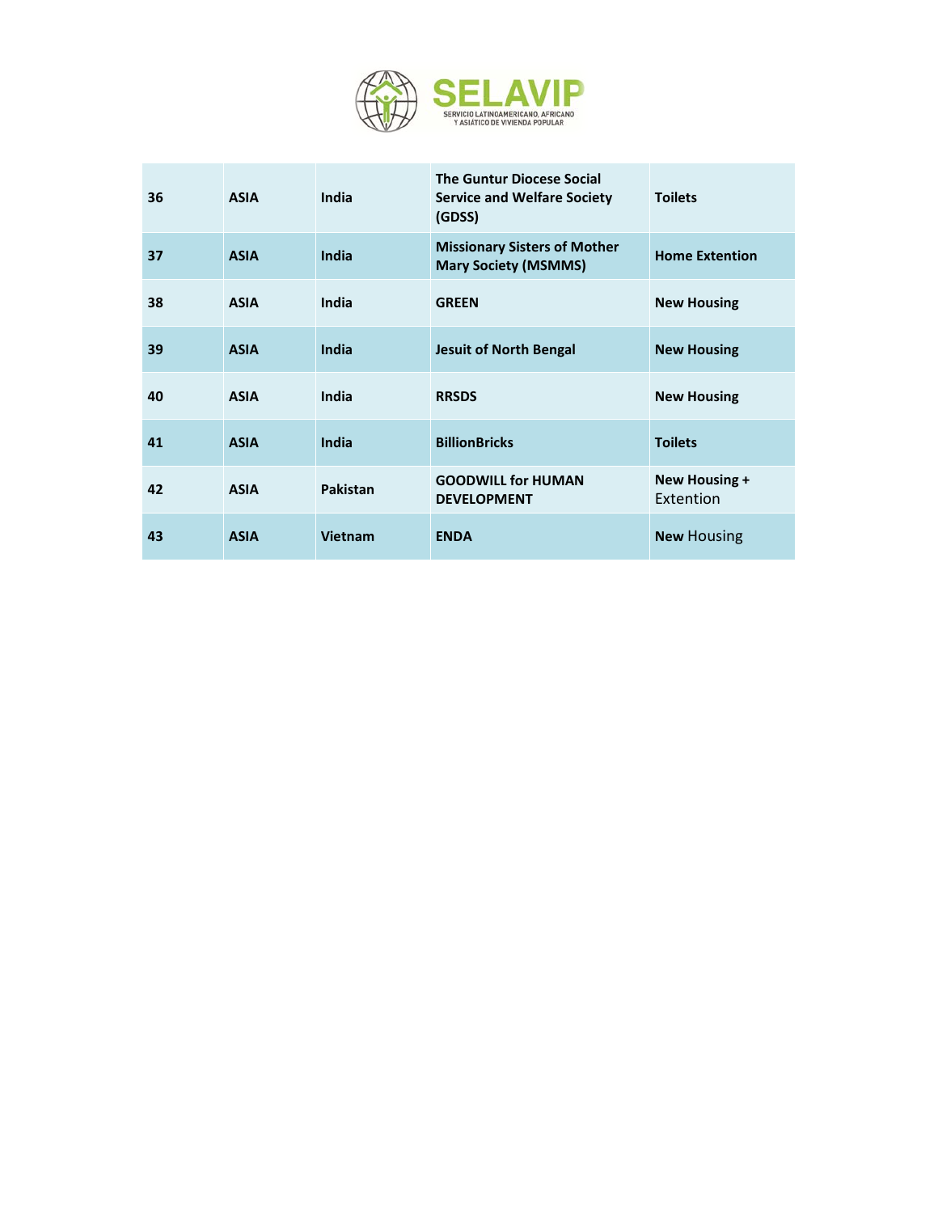SELAVIP

SERVICIO LATINOAMERICANO, AFRICANO Y ASIÁTICO DE VIVIENDA POPULAR

| | | | | |
|---|---|---|---|---|
| **36** | **ASIA** | **India** | **The Guntur Diocese Social Service and Welfare Society (GDSS)** | **Toilets** |
| **37** | **ASIA** | **India** | **Missionary Sisters of Mother Mary Society (MSMMS)** | **Home Extention** |
| **38** | **ASIA** | **India** | **GREEN** | **New Housing** |
| **39** | **ASIA** | **India** | **Jesuit of North Bengal** | **New Housing** |
| **40** | **ASIA** | **India** | **RRSDS** | **New Housing** |
| **41** | **ASIA** | **India** | **BillionBricks** | **Toilets** |
| **42** | **ASIA** | **Pakistan** | **GOODWILL for HUMAN DEVELOPMENT** | **New Housing +** Extention |
| **43** | **ASIA** | **Vietnam** | **ENDA** | **New** Housing |